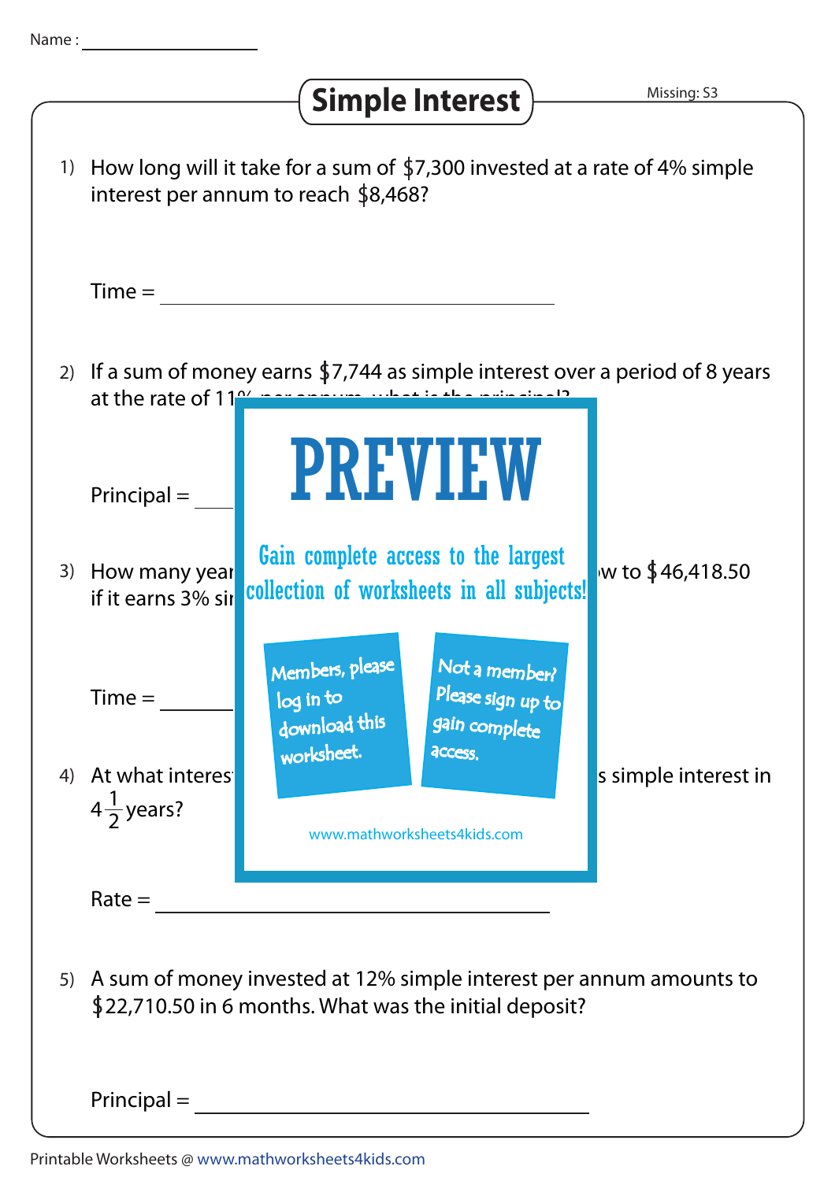Name : ________________

# Simple Interest

Missing: S3

1) How long will it take for a sum of $7,300 invested at a rate of 4% simple interest per annum to reach $8,468?

Time = ________________________________

2) If a sum of money earns $7,744 as simple interest over a period of 8 years at the rate of 11

Principal = 

**PREVIEW**

Gain complete access to the largest collection of worksheets in all subjects!

Members, please log in to download this worksheet.

Not a member? Please sign up to gain complete access.

www.mathworksheets4kids.com

3) How many year ... w to $46,418.50 if it earns 3% si

Time = 

4) At what interes ... s simple interest in $4\frac{1}{2}$ years?

Rate = ________________________________

5) A sum of money invested at 12% simple interest per annum amounts to $22,710.50 in 6 months. What was the initial deposit?

Principal = ________________________________

Printable Worksheets @ www.mathworksheets4kids.com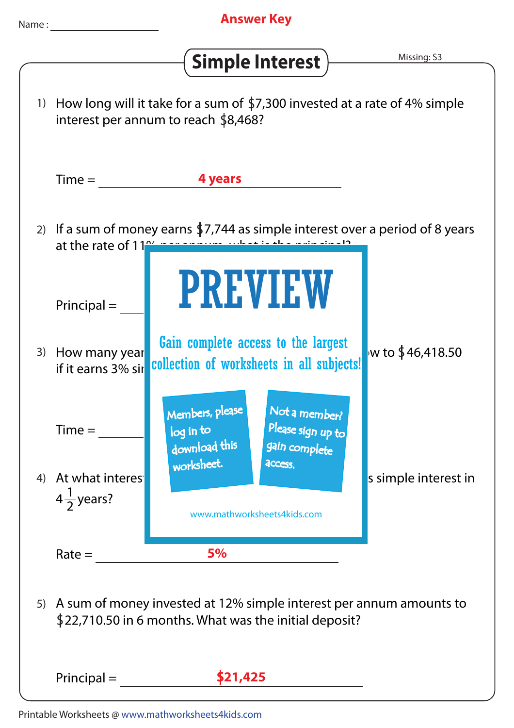Name : ________________

**Answer Key**

# Simple Interest

Missing: S3

1) How long will it take for a sum of $7,300 invested at a rate of 4% simple interest per annum to reach $8,468?

Time = **4 years**

2) If a sum of money earns $7,744 as simple interest over a period of 8 years at the rate of 11

Principal =

3) How many year … w to $46,418.50 if it earns 3% si

Time =

4) At what interes … s simple interest in $4\frac{1}{2}$ years?

Rate = **5%**

5) A sum of money invested at 12% simple interest per annum amounts to $22,710.50 in 6 months. What was the initial deposit?

Principal = **$21,425**

PREVIEW

Gain complete access to the largest collection of worksheets in all subjects!

Members, please log in to download this worksheet.

Not a member? Please sign up to gain complete access.

www.mathworksheets4kids.com